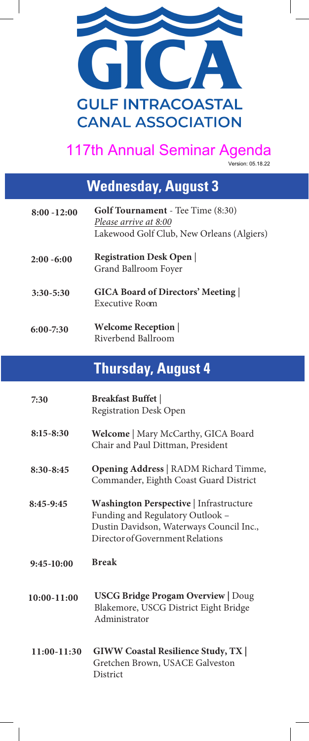# GICA

**GULF INTRACOASTAL CANAL ASSOCIATION**

## 117th Annual Seminar Agenda

Version: 05.18.22

## Wednesday, August 3

| | |
|---|---|
| 8:00 -12:00 | **Golf Tournament** - Tee Time (8:30)<br>*Please arrive at 8:00*<br>Lakewood Golf Club, New Orleans (Algiers) |
| 2:00 -6:00 | **Registration Desk Open \|**<br>Grand Ballroom Foyer |
| 3:30-5:30 | **GICA Board of Directors' Meeting \|**<br>Executive Room |
| 6:00-7:30 | **Welcome Reception \|**<br>Riverbend Ballroom |

## Thursday, August 4

| | |
|---|---|
| 7:30 | **Breakfast Buffet \|**<br>Registration Desk Open |
| 8:15-8:30 | **Welcome \|** Mary McCarthy, GICA Board Chair and Paul Dittman, President |
| 8:30-8:45 | **Opening Address \|** RADM Richard Timme, Commander, Eighth Coast Guard District |
| 8:45-9:45 | **Washington Perspective \|** Infrastructure Funding and Regulatory Outlook – Dustin Davidson, Waterways Council Inc., Director of Government Relations |
| 9:45-10:00 | **Break** |
| 10:00-11:00 | **USCG Bridge Progam Overview \|** Doug Blakemore, USCG District Eight Bridge Administrator |
| 11:00-11:30 | **GIWW Coastal Resilience Study, TX \|** Gretchen Brown, USACE Galveston District |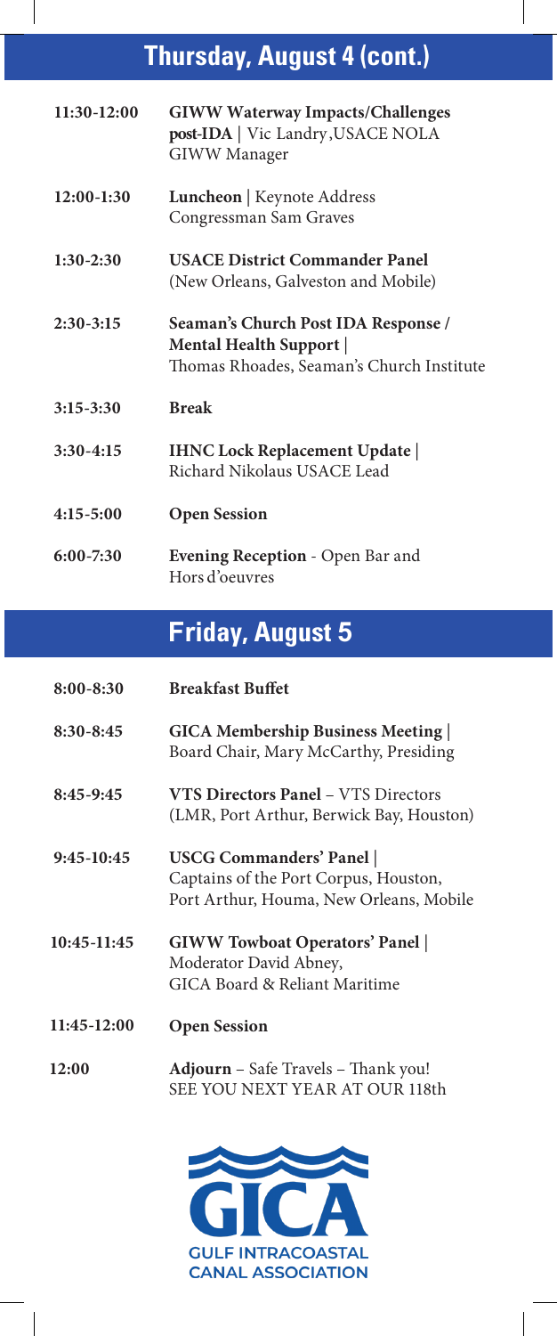## Thursday, August 4 (cont.)

| | |
|---|---|
| 11:30-12:00 | **GIWW Waterway Impacts/Challenges post-IDA** \| Vic Landry, USACE NOLA GIWW Manager |
| 12:00-1:30 | **Luncheon** \| Keynote Address Congressman Sam Graves |
| 1:30-2:30 | **USACE District Commander Panel** (New Orleans, Galveston and Mobile) |
| 2:30-3:15 | **Seaman's Church Post IDA Response / Mental Health Support** \| Thomas Rhoades, Seaman's Church Institute |
| 3:15-3:30 | **Break** |
| 3:30-4:15 | **IHNC Lock Replacement Update** \| Richard Nikolaus USACE Lead |
| 4:15-5:00 | **Open Session** |
| 6:00-7:30 | **Evening Reception** - Open Bar and Hors d'oeuvres |

## Friday, August 5

| | |
|---|---|
| 8:00-8:30 | **Breakfast Buffet** |
| 8:30-8:45 | **GICA Membership Business Meeting** \| Board Chair, Mary McCarthy, Presiding |
| 8:45-9:45 | **VTS Directors Panel** – VTS Directors (LMR, Port Arthur, Berwick Bay, Houston) |
| 9:45-10:45 | **USCG Commanders' Panel** \| Captains of the Port Corpus, Houston, Port Arthur, Houma, New Orleans, Mobile |
| 10:45-11:45 | **GIWW Towboat Operators' Panel** \| Moderator David Abney, GICA Board & Reliant Maritime |
| 11:45-12:00 | **Open Session** |
| 12:00 | **Adjourn** – Safe Travels – Thank you! SEE YOU NEXT YEAR AT OUR 118th |

GICA
GULF INTRACOASTAL CANAL ASSOCIATION